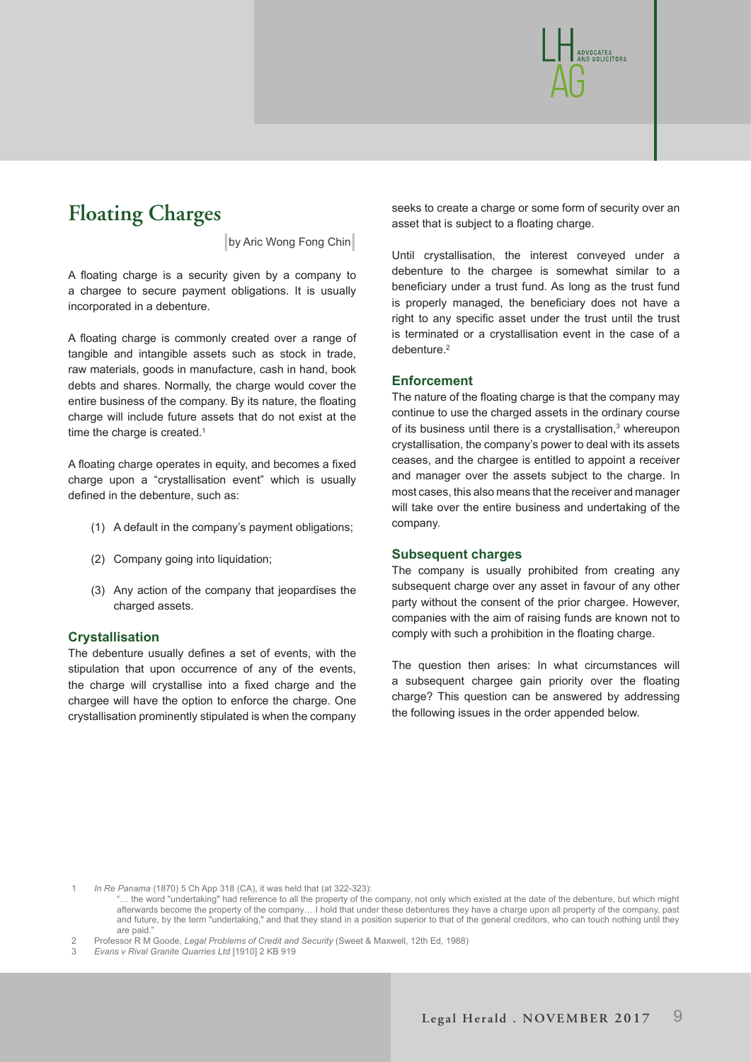# Floating Charges

by Aric Wong Fong Chin

A floating charge is a security given by a company to a chargee to secure payment obligations. It is usually incorporated in a debenture.

A floating charge is commonly created over a range of tangible and intangible assets such as stock in trade, raw materials, goods in manufacture, cash in hand, book debts and shares. Normally, the charge would cover the entire business of the company. By its nature, the floating charge will include future assets that do not exist at the time the charge is created.[1]

A floating charge operates in equity, and becomes a fixed charge upon a "crystallisation event" which is usually defined in the debenture, such as:

(1) A default in the company's payment obligations;

(2) Company going into liquidation;

(3) Any action of the company that jeopardises the charged assets.

### Crystallisation

The debenture usually defines a set of events, with the stipulation that upon occurrence of any of the events, the charge will crystallise into a fixed charge and the chargee will have the option to enforce the charge. One crystallisation prominently stipulated is when the company seeks to create a charge or some form of security over an asset that is subject to a floating charge.

Until crystallisation, the interest conveyed under a debenture to the chargee is somewhat similar to a beneficiary under a trust fund. As long as the trust fund is properly managed, the beneficiary does not have a right to any specific asset under the trust until the trust is terminated or a crystallisation event in the case of a debenture.[2]

### Enforcement

The nature of the floating charge is that the company may continue to use the charged assets in the ordinary course of its business until there is a crystallisation,[3] whereupon crystallisation, the company's power to deal with its assets ceases, and the chargee is entitled to appoint a receiver and manager over the assets subject to the charge. In most cases, this also means that the receiver and manager will take over the entire business and undertaking of the company.

### Subsequent charges

The company is usually prohibited from creating any subsequent charge over any asset in favour of any other party without the consent of the prior chargee. However, companies with the aim of raising funds are known not to comply with such a prohibition in the floating charge.

The question then arises: In what circumstances will a subsequent chargee gain priority over the floating charge? This question can be answered by addressing the following issues in the order appended below.

---

1 *In Re Panama* (1870) 5 Ch App 318 (CA), it was held that (at 322-323):
"… the word "undertaking" had reference to all the property of the company, not only which existed at the date of the debenture, but which might afterwards become the property of the company… I hold that under these debentures they have a charge upon all property of the company, past and future, by the term "undertaking," and that they stand in a position superior to that of the general creditors, who can touch nothing until they are paid."

2 Professor R M Goode, *Legal Problems of Credit and Security* (Sweet & Maxwell, 12th Ed, 1988)

3 *Evans v Rival Granite Quarries Ltd* [1910] 2 KB 919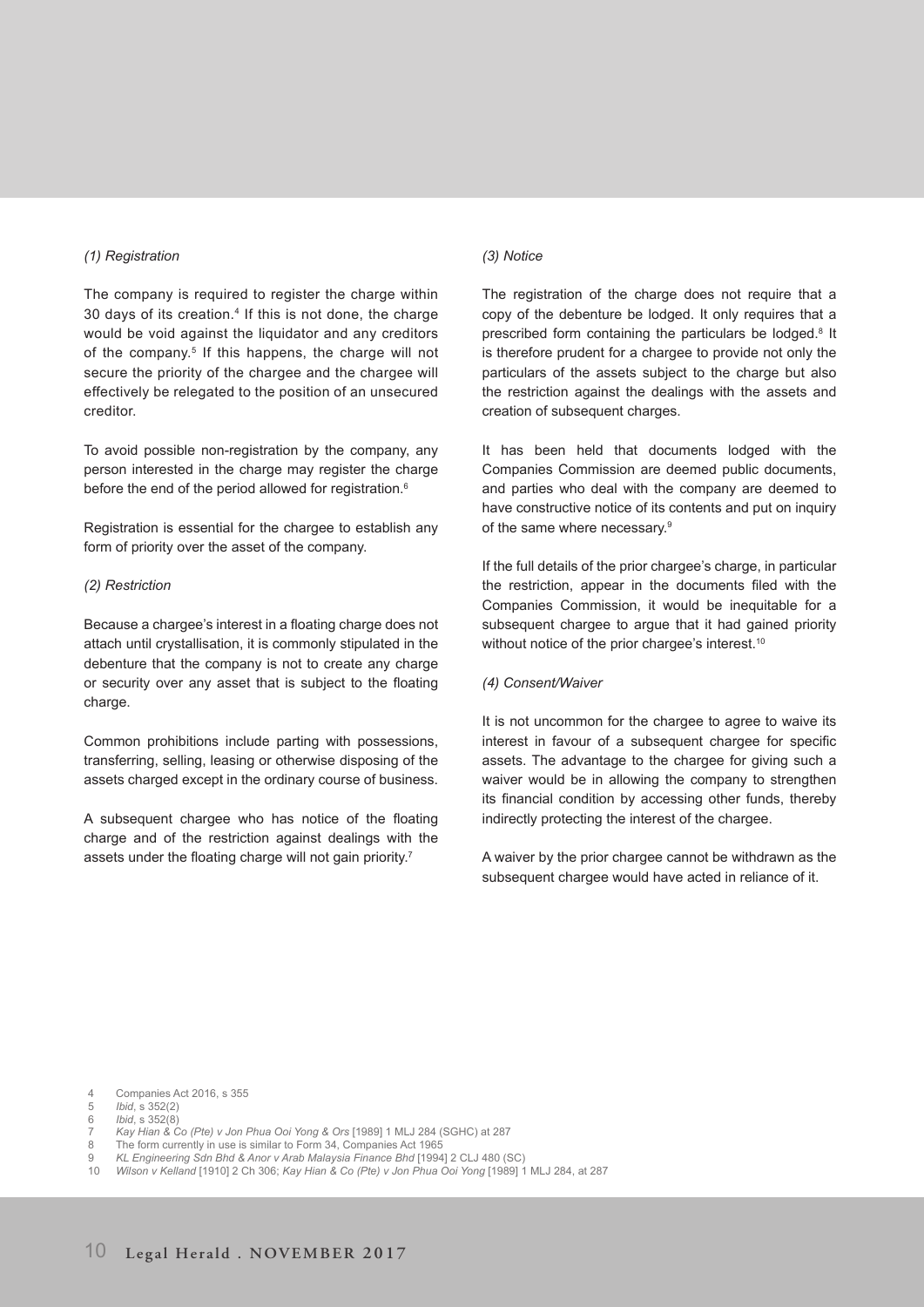*(1) Registration*

The company is required to register the charge within 30 days of its creation.[4] If this is not done, the charge would be void against the liquidator and any creditors of the company.[5] If this happens, the charge will not secure the priority of the chargee and the chargee will effectively be relegated to the position of an unsecured creditor.

To avoid possible non-registration by the company, any person interested in the charge may register the charge before the end of the period allowed for registration.[6]

Registration is essential for the chargee to establish any form of priority over the asset of the company.

*(2) Restriction*

Because a chargee's interest in a floating charge does not attach until crystallisation, it is commonly stipulated in the debenture that the company is not to create any charge or security over any asset that is subject to the floating charge.

Common prohibitions include parting with possessions, transferring, selling, leasing or otherwise disposing of the assets charged except in the ordinary course of business.

A subsequent chargee who has notice of the floating charge and of the restriction against dealings with the assets under the floating charge will not gain priority.[7]

*(3) Notice*

The registration of the charge does not require that a copy of the debenture be lodged. It only requires that a prescribed form containing the particulars be lodged.[8] It is therefore prudent for a chargee to provide not only the particulars of the assets subject to the charge but also the restriction against the dealings with the assets and creation of subsequent charges.

It has been held that documents lodged with the Companies Commission are deemed public documents, and parties who deal with the company are deemed to have constructive notice of its contents and put on inquiry of the same where necessary.[9]

If the full details of the prior chargee's charge, in particular the restriction, appear in the documents filed with the Companies Commission, it would be inequitable for a subsequent chargee to argue that it had gained priority without notice of the prior chargee's interest.[10]

*(4) Consent/Waiver*

It is not uncommon for the chargee to agree to waive its interest in favour of a subsequent chargee for specific assets. The advantage to the chargee for giving such a waiver would be in allowing the company to strengthen its financial condition by accessing other funds, thereby indirectly protecting the interest of the chargee.

A waiver by the prior chargee cannot be withdrawn as the subsequent chargee would have acted in reliance of it.

---

4 Companies Act 2016, s 355
5 *Ibid*, s 352(2)
6 *Ibid*, s 352(8)
7 *Kay Hian & Co (Pte) v Jon Phua Ooi Yong & Ors* [1989] 1 MLJ 284 (SGHC) at 287
8 The form currently in use is similar to Form 34, Companies Act 1965
9 *KL Engineering Sdn Bhd & Anor v Arab Malaysia Finance Bhd* [1994] 2 CLJ 480 (SC)
10 *Wilson v Kelland* [1910] 2 Ch 306; *Kay Hian & Co (Pte) v Jon Phua Ooi Yong* [1989] 1 MLJ 284, at 287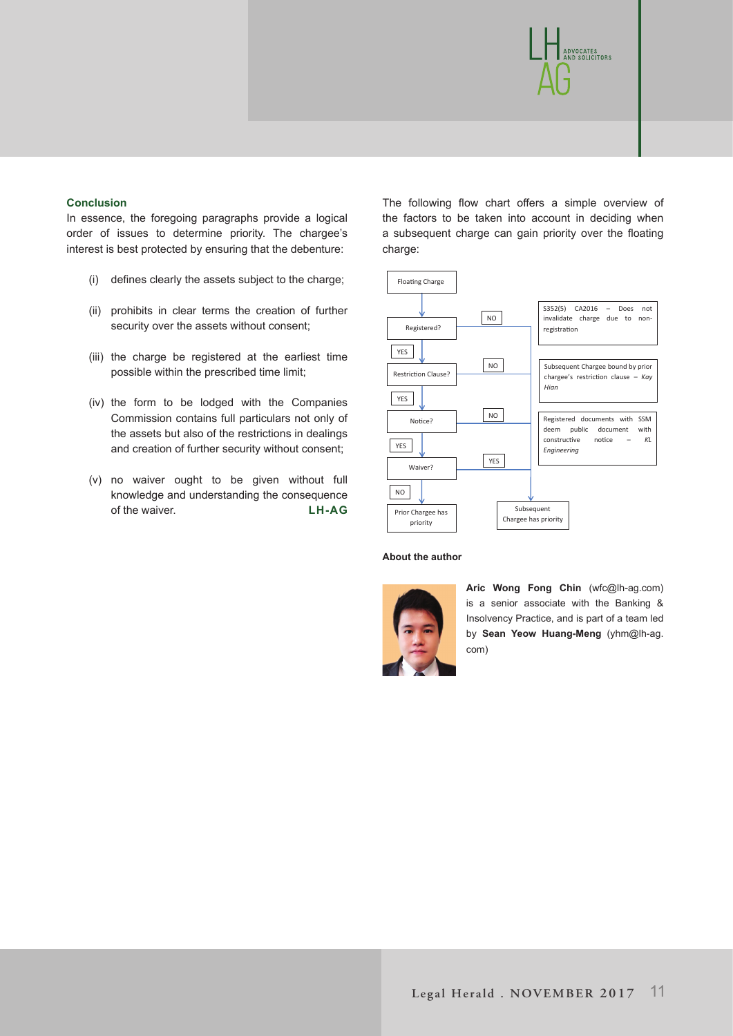### Conclusion

In essence, the foregoing paragraphs provide a logical order of issues to determine priority. The chargee's interest is best protected by ensuring that the debenture:

(i) defines clearly the assets subject to the charge;

(ii) prohibits in clear terms the creation of further security over the assets without consent;

(iii) the charge be registered at the earliest time possible within the prescribed time limit;

(iv) the form to be lodged with the Companies Commission contains full particulars not only of the assets but also of the restrictions in dealings and creation of further security without consent;

(v) no waiver ought to be given without full knowledge and understanding the consequence of the waiver. **LH-AG**

The following flow chart offers a simple overview of the factors to be taken into account in deciding when a subsequent charge can gain priority over the floating charge:

Floating Charge

Registered?

NO

S352(5) CA2016 – Does not invalidate charge due to non-registration

YES

Restriction Clause?

NO

Subsequent Chargee bound by prior chargee's restriction clause – *Kay Hian*

YES

Notice?

NO

Registered documents with SSM deem public document with constructive notice – *KL Engineering*

YES

Waiver?

YES

NO

Prior Chargee has priority

Subsequent Chargee has priority

**About the author**

**Aric Wong Fong Chin** (wfc@lh-ag.com) is a senior associate with the Banking & Insolvency Practice, and is part of a team led by **Sean Yeow Huang-Meng** (yhm@lh-ag.com)